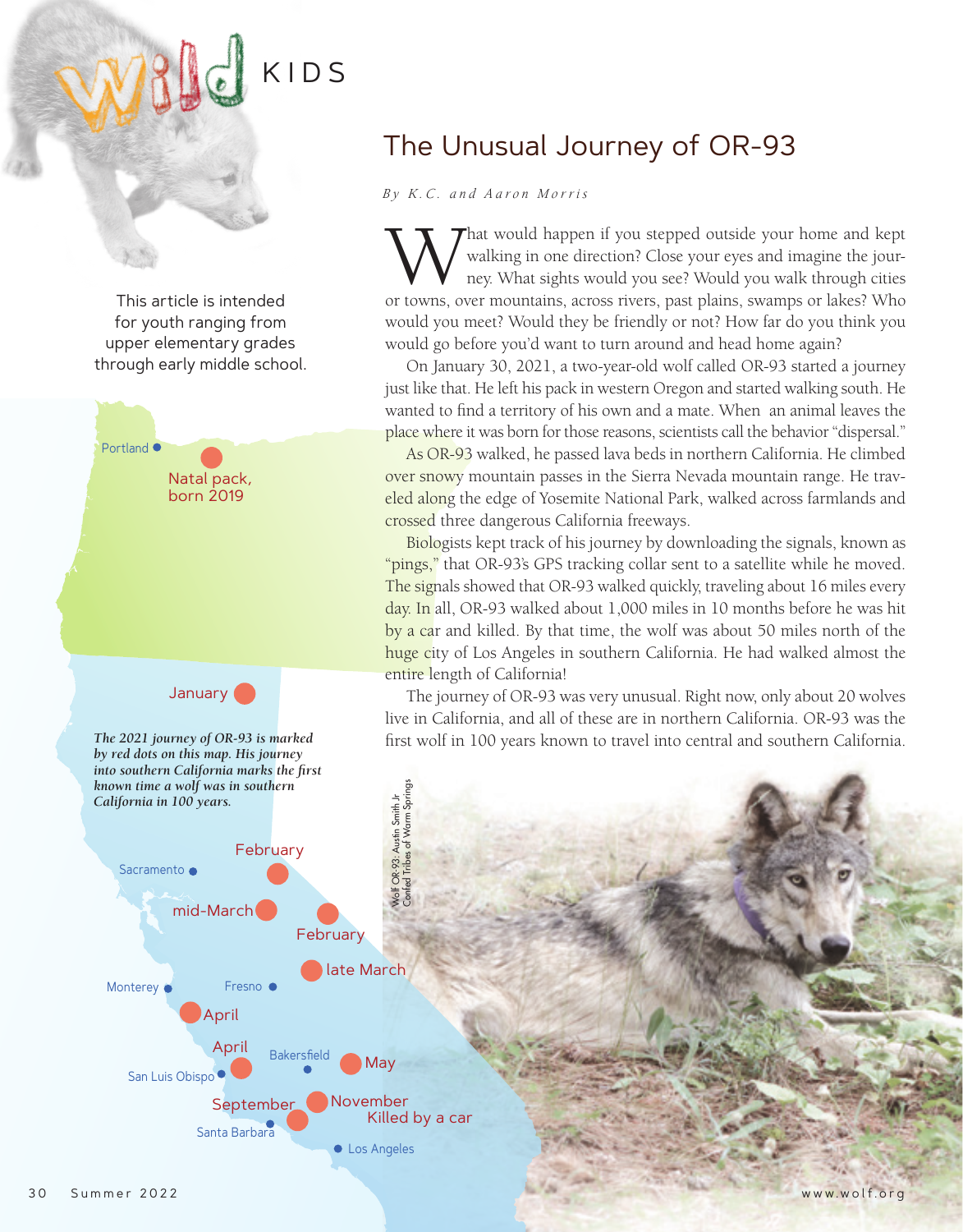# Wild KIDS

This article is intended for youth ranging from upper elementary grades through early middle school.

## The Unusual Journey of OR-93

*By K.C. and Aaron Morris*

What would happen if you stepped outside your home and kept walking in one direction? Close your eyes and imagine the journey. What sights would you see? Would you walk through cities or towns, over mountains, across rivers, past plains, swamps or lakes? Who would you meet? Would they be friendly or not? How far do you think you would go before you'd want to turn around and head home again?

On January 30, 2021, a two-year-old wolf called OR-93 started a journey just like that. He left his pack in western Oregon and started walking south. He wanted to find a territory of his own and a mate. When an animal leaves the place where it was born for those reasons, scientists call the behavior "dispersal."

As OR-93 walked, he passed lava beds in northern California. He climbed over snowy mountain passes in the Sierra Nevada mountain range. He traveled along the edge of Yosemite National Park, walked across farmlands and crossed three dangerous California freeways.

Biologists kept track of his journey by downloading the signals, known as "pings," that OR-93's GPS tracking collar sent to a satellite while he moved. The signals showed that OR-93 walked quickly, traveling about 16 miles every day. In all, OR-93 walked about 1,000 miles in 10 months before he was hit by a car and killed. By that time, the wolf was about 50 miles north of the huge city of Los Angeles in southern California. He had walked almost the entire length of California!

The journey of OR-93 was very unusual. Right now, only about 20 wolves live in California, and all of these are in northern California. OR-93 was the first wolf in 100 years known to travel into central and southern California.

Portland, Natal pack, born 2019, January, February, Sacramento, mid-March, February, late March, Monterey, Fresno, April, April, Bakersfield, May, San Luis Obispo, September, November, Killed by a car, Santa Barbara, Los Angeles

*The 2021 journey of OR-93 is marked by red dots on this map. His journey into southern California marks the first known time a wolf was in southern California in 100 years.*

Wolf OR-93: Austin Smith Jr Confed Tribes of Warm Springs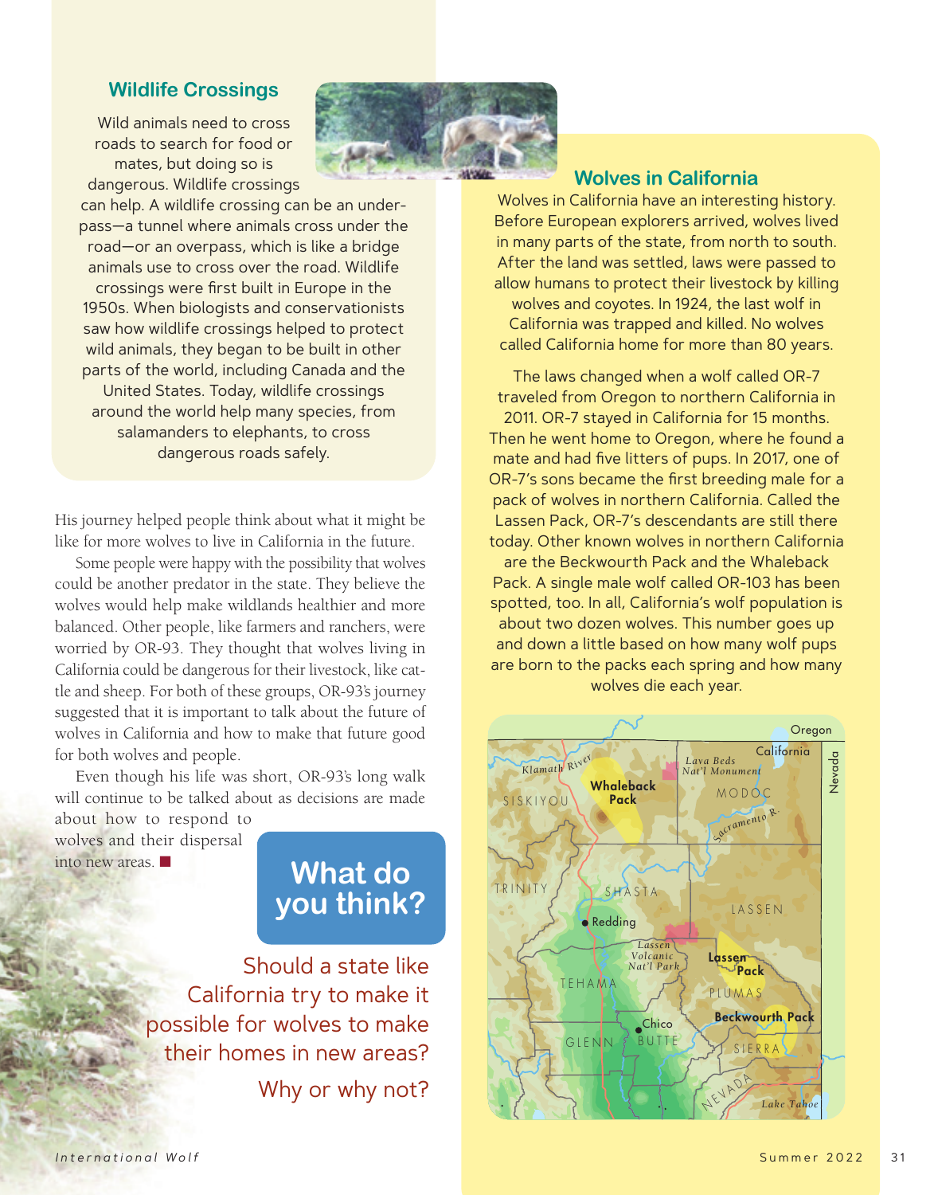## Wildlife Crossings

Wild animals need to cross roads to search for food or mates, but doing so is dangerous. Wildlife crossings can help. A wildlife crossing can be an underpass—a tunnel where animals cross under the road—or an overpass, which is like a bridge animals use to cross over the road. Wildlife crossings were first built in Europe in the 1950s. When biologists and conservationists saw how wildlife crossings helped to protect wild animals, they began to be built in other parts of the world, including Canada and the United States. Today, wildlife crossings around the world help many species, from salamanders to elephants, to cross dangerous roads safely.

His journey helped people think about what it might be like for more wolves to live in California in the future.

Some people were happy with the possibility that wolves could be another predator in the state. They believe the wolves would help make wildlands healthier and more balanced. Other people, like farmers and ranchers, were worried by OR-93. They thought that wolves living in California could be dangerous for their livestock, like cattle and sheep. For both of these groups, OR-93's journey suggested that it is important to talk about the future of wolves in California and how to make that future good for both wolves and people.

Even though his life was short, OR-93's long walk will continue to be talked about as decisions are made about how to respond to wolves and their dispersal into new areas. ■

## What do you think?

Should a state like California try to make it possible for wolves to make their homes in new areas? Why or why not?

## Wolves in California

Wolves in California have an interesting history. Before European explorers arrived, wolves lived in many parts of the state, from north to south. After the land was settled, laws were passed to allow humans to protect their livestock by killing wolves and coyotes. In 1924, the last wolf in California was trapped and killed. No wolves called California home for more than 80 years.

The laws changed when a wolf called OR-7 traveled from Oregon to northern California in 2011. OR-7 stayed in California for 15 months. Then he went home to Oregon, where he found a mate and had five litters of pups. In 2017, one of OR-7's sons became the first breeding male for a pack of wolves in northern California. Called the Lassen Pack, OR-7's descendants are still there today. Other known wolves in northern California are the Beckwourth Pack and the Whaleback Pack. A single male wolf called OR-103 has been spotted, too. In all, California's wolf population is about two dozen wolves. This number goes up and down a little based on how many wolf pups are born to the packs each spring and how many wolves die each year.

Oregon
California
Nevada
Klamath River
Lava Beds Nat'l Monument
Whaleback Pack
SISKIYOU
MODOC
Sacramento R.
TRINITY
SHASTA
LASSEN
Redding
Lassen Volcanic Nat'l Park
Lassen Pack
TEHAMA
PLUMAS
Chico
Beckwourth Pack
GLENN
BUTTE
SIERRA
NEVADA
Lake Tahoe